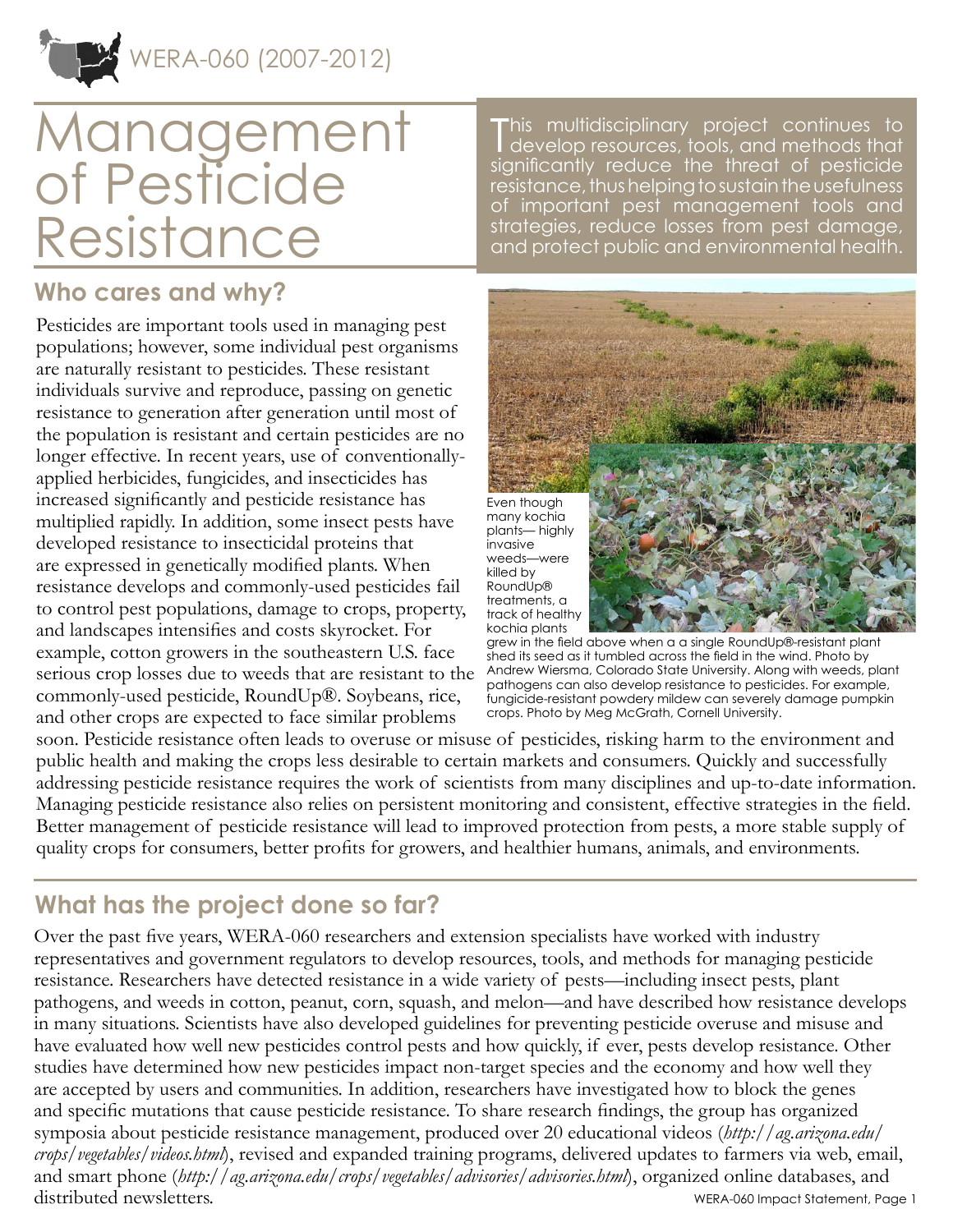WERA-060 (2007-2012)

# Management of Pesticide Resistance

This multidisciplinary project continues to develop resources, tools, and methods that significantly reduce the threat of pesticide resistance, thus helping to sustain the usefulness of important pest management tools and strategies, reduce losses from pest damage, and protect public and environmental health.

## Who cares and why?

Pesticides are important tools used in managing pest populations; however, some individual pest organisms are naturally resistant to pesticides. These resistant individuals survive and reproduce, passing on genetic resistance to generation after generation until most of the population is resistant and certain pesticides are no longer effective. In recent years, use of conventionally-applied herbicides, fungicides, and insecticides has increased significantly and pesticide resistance has multiplied rapidly. In addition, some insect pests have developed resistance to insecticidal proteins that are expressed in genetically modified plants. When resistance develops and commonly-used pesticides fail to control pest populations, damage to crops, property, and landscapes intensifies and costs skyrocket. For example, cotton growers in the southeastern U.S. face serious crop losses due to weeds that are resistant to the commonly-used pesticide, RoundUp®. Soybeans, rice, and other crops are expected to face similar problems soon. Pesticide resistance often leads to overuse or misuse of pesticides, risking harm to the environment and public health and making the crops less desirable to certain markets and consumers. Quickly and successfully addressing pesticide resistance requires the work of scientists from many disciplines and up-to-date information. Managing pesticide resistance also relies on persistent monitoring and consistent, effective strategies in the field. Better management of pesticide resistance will lead to improved protection from pests, a more stable supply of quality crops for consumers, better profits for growers, and healthier humans, animals, and environments.

Even though many kochia plants— highly invasive weeds—were killed by RoundUp® treatments, a track of healthy kochia plants grew in the field above when a a single RoundUp®-resistant plant shed its seed as it tumbled across the field in the wind. Photo by Andrew Wiersma, Colorado State University. Along with weeds, plant pathogens can also develop resistance to pesticides. For example, fungicide-resistant powdery mildew can severely damage pumpkin crops. Photo by Meg McGrath, Cornell University.

## What has the project done so far?

Over the past five years, WERA-060 researchers and extension specialists have worked with industry representatives and government regulators to develop resources, tools, and methods for managing pesticide resistance. Researchers have detected resistance in a wide variety of pests—including insect pests, plant pathogens, and weeds in cotton, peanut, corn, squash, and melon—and have described how resistance develops in many situations. Scientists have also developed guidelines for preventing pesticide overuse and misuse and have evaluated how well new pesticides control pests and how quickly, if ever, pests develop resistance. Other studies have determined how new pesticides impact non-target species and the economy and how well they are accepted by users and communities. In addition, researchers have investigated how to block the genes and specific mutations that cause pesticide resistance. To share research findings, the group has organized symposia about pesticide resistance management, produced over 20 educational videos (*http://ag.arizona.edu/crops/vegetables/videos.html*), revised and expanded training programs, delivered updates to farmers via web, email, and smart phone (*http://ag.arizona.edu/crops/vegetables/advisories/advisories.html*), organized online databases, and distributed newsletters.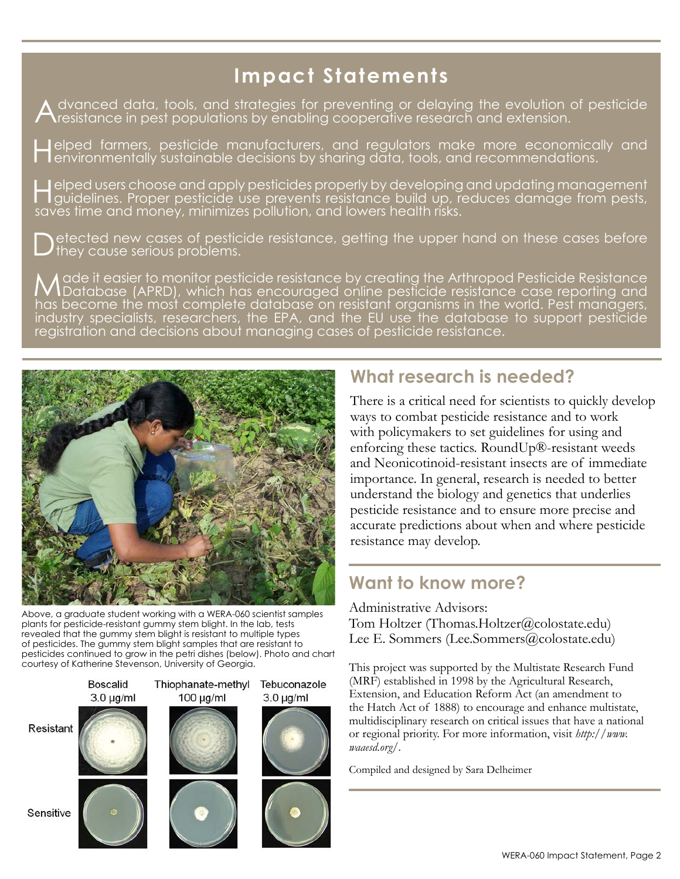## Impact Statements

Advanced data, tools, and strategies for preventing or delaying the evolution of pesticide resistance in pest populations by enabling cooperative research and extension.

Helped farmers, pesticide manufacturers, and regulators make more economically and environmentally sustainable decisions by sharing data, tools, and recommendations.

Helped users choose and apply pesticides properly by developing and updating management guidelines. Proper pesticide use prevents resistance build up, reduces damage from pests, saves time and money, minimizes pollution, and lowers health risks.

Detected new cases of pesticide resistance, getting the upper hand on these cases before they cause serious problems.

Made it easier to monitor pesticide resistance by creating the Arthropod Pesticide Resistance Database (APRD), which has encouraged online pesticide resistance case reporting and has become the most complete database on resistant organisms in the world. Pest managers, industry specialists, researchers, the EPA, and the EU use the database to support pesticide registration and decisions about managing cases of pesticide resistance.

Above, a graduate student working with a WERA-060 scientist samples plants for pesticide-resistant gummy stem blight. In the lab, tests revealed that the gummy stem blight is resistant to multiple types of pesticides. The gummy stem blight samples that are resistant to pesticides continued to grow in the petri dishes (below). Photo and chart courtesy of Katherine Stevenson, University of Georgia.

Boscalid 3.0 µg/ml

Thiophanate-methyl 100 µg/ml

Tebuconazole 3.0 µg/ml

Resistant

Sensitive

## What research is needed?

There is a critical need for scientists to quickly develop ways to combat pesticide resistance and to work with policymakers to set guidelines for using and enforcing these tactics. RoundUp®-resistant weeds and Neonicotinoid-resistant insects are of immediate importance. In general, research is needed to better understand the biology and genetics that underlies pesticide resistance and to ensure more precise and accurate predictions about when and where pesticide resistance may develop.

## Want to know more?

Administrative Advisors:
Tom Holtzer (Thomas.Holtzer@colostate.edu)
Lee E. Sommers (Lee.Sommers@colostate.edu)

This project was supported by the Multistate Research Fund (MRF) established in 1998 by the Agricultural Research, Extension, and Education Reform Act (an amendment to the Hatch Act of 1888) to encourage and enhance multistate, multidisciplinary research on critical issues that have a national or regional priority. For more information, visit *http://www.waaesd.org/*.

Compiled and designed by Sara Delheimer